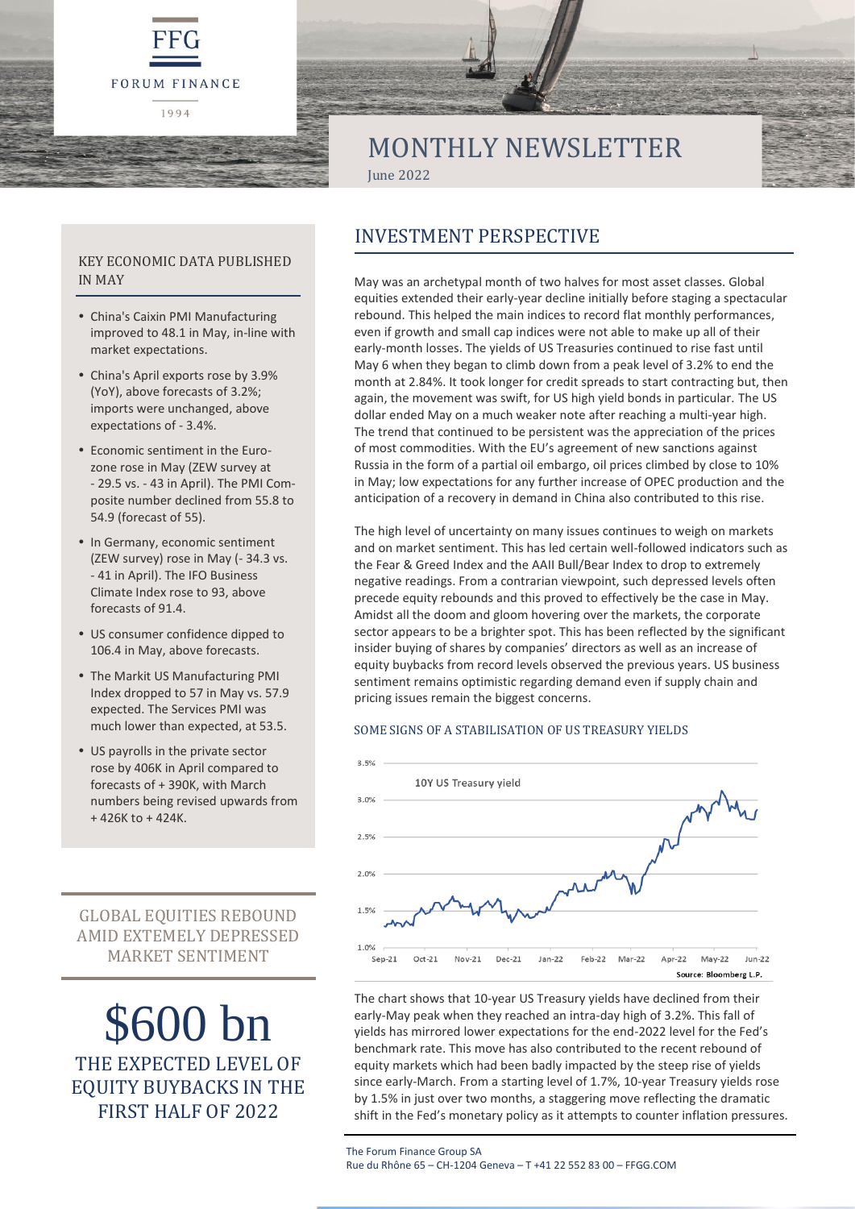FFG

FORUM FINANCE

1994

# MONTHLY NEWSLETTER

June 2022

## KEY ECONOMIC DATA PUBLISHED IN MAY

- China's Caixin PMI Manufacturing improved to 48.1 in May, in-line with market expectations.
- China's April exports rose by 3.9% (YoY), above forecasts of 3.2%; imports were unchanged, above expectations of - 3.4%.
- Economic sentiment in the Euro-zone rose in May (ZEW survey at - 29.5 vs. - 43 in April). The PMI Com-posite number declined from 55.8 to 54.9 (forecast of 55).
- In Germany, economic sentiment (ZEW survey) rose in May (- 34.3 vs. - 41 in April). The IFO Business Climate Index rose to 93, above forecasts of 91.4.
- US consumer confidence dipped to 106.4 in May, above forecasts.
- The Markit US Manufacturing PMI Index dropped to 57 in May vs. 57.9 expected. The Services PMI was much lower than expected, at 53.5.
- US payrolls in the private sector rose by 406K in April compared to forecasts of + 390K, with March numbers being revised upwards from + 426K to + 424K.

GLOBAL EQUITIES REBOUND AMID EXTEMELY DEPRESSED MARKET SENTIMENT

# $600 bn

THE EXPECTED LEVEL OF EQUITY BUYBACKS IN THE FIRST HALF OF 2022

## INVESTMENT PERSPECTIVE

May was an archetypal month of two halves for most asset classes. Global equities extended their early-year decline initially before staging a spectacular rebound. This helped the main indices to record flat monthly performances, even if growth and small cap indices were not able to make up all of their early-month losses. The yields of US Treasuries continued to rise fast until May 6 when they began to climb down from a peak level of 3.2% to end the month at 2.84%. It took longer for credit spreads to start contracting but, then again, the movement was swift, for US high yield bonds in particular. The US dollar ended May on a much weaker note after reaching a multi-year high. The trend that continued to be persistent was the appreciation of the prices of most commodities. With the EU's agreement of new sanctions against Russia in the form of a partial oil embargo, oil prices climbed by close to 10% in May; low expectations for any further increase of OPEC production and the anticipation of a recovery in demand in China also contributed to this rise.

The high level of uncertainty on many issues continues to weigh on markets and on market sentiment. This has led certain well-followed indicators such as the Fear & Greed Index and the AAII Bull/Bear Index to drop to extremely negative readings. From a contrarian viewpoint, such depressed levels often precede equity rebounds and this proved to effectively be the case in May. Amidst all the doom and gloom hovering over the markets, the corporate sector appears to be a brighter spot. This has been reflected by the significant insider buying of shares by companies' directors as well as an increase of equity buybacks from record levels observed the previous years. US business sentiment remains optimistic regarding demand even if supply chain and pricing issues remain the biggest concerns.

### SOME SIGNS OF A STABILISATION OF US TREASURY YIELDS

10Y US Treasury yield

Source: Bloomberg L.P.

The chart shows that 10-year US Treasury yields have declined from their early-May peak when they reached an intra-day high of 3.2%. This fall of yields has mirrored lower expectations for the end-2022 level for the Fed's benchmark rate. This move has also contributed to the recent rebound of equity markets which had been badly impacted by the steep rise of yields since early-March. From a starting level of 1.7%, 10-year Treasury yields rose by 1.5% in just over two months, a staggering move reflecting the dramatic shift in the Fed's monetary policy as it attempts to counter inflation pressures.

The Forum Finance Group SA
Rue du Rhône 65 – CH-1204 Geneva – T +41 22 552 83 00 – FFGG.COM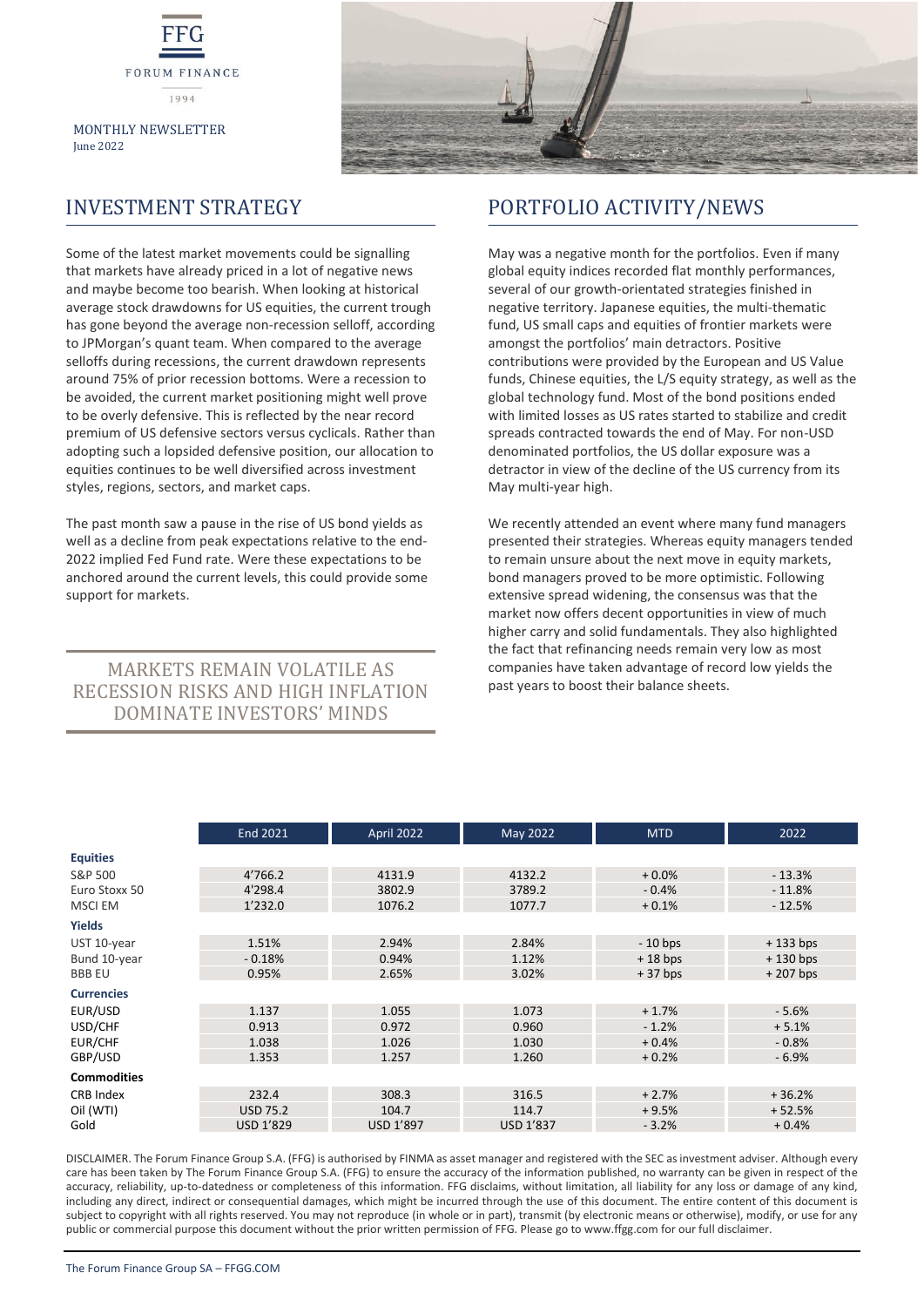FFG

FORUM FINANCE

1994

MONTHLY NEWSLETTER
June 2022

## INVESTMENT STRATEGY

Some of the latest market movements could be signalling that markets have already priced in a lot of negative news and maybe become too bearish. When looking at historical average stock drawdowns for US equities, the current trough has gone beyond the average non-recession selloff, according to JPMorgan's quant team. When compared to the average selloffs during recessions, the current drawdown represents around 75% of prior recession bottoms. Were a recession to be avoided, the current market positioning might well prove to be overly defensive. This is reflected by the near record premium of US defensive sectors versus cyclicals. Rather than adopting such a lopsided defensive position, our allocation to equities continues to be well diversified across investment styles, regions, sectors, and market caps.

The past month saw a pause in the rise of US bond yields as well as a decline from peak expectations relative to the end-2022 implied Fed Fund rate. Were these expectations to be anchored around the current levels, this could provide some support for markets.

### MARKETS REMAIN VOLATILE AS RECESSION RISKS AND HIGH INFLATION DOMINATE INVESTORS' MINDS

## PORTFOLIO ACTIVITY/NEWS

May was a negative month for the portfolios. Even if many global equity indices recorded flat monthly performances, several of our growth-orientated strategies finished in negative territory. Japanese equities, the multi-thematic fund, US small caps and equities of frontier markets were amongst the portfolios' main detractors. Positive contributions were provided by the European and US Value funds, Chinese equities, the L/S equity strategy, as well as the global technology fund. Most of the bond positions ended with limited losses as US rates started to stabilize and credit spreads contracted towards the end of May. For non-USD denominated portfolios, the US dollar exposure was a detractor in view of the decline of the US currency from its May multi-year high.

We recently attended an event where many fund managers presented their strategies. Whereas equity managers tended to remain unsure about the next move in equity markets, bond managers proved to be more optimistic. Following extensive spread widening, the consensus was that the market now offers decent opportunities in view of much higher carry and solid fundamentals. They also highlighted the fact that refinancing needs remain very low as most companies have taken advantage of record low yields the past years to boost their balance sheets.

| | End 2021 | April 2022 | May 2022 | MTD | 2022 |
|---|---|---|---|---|---|
| **Equities** | | | | | |
| S&P 500 | 4'766.2 | 4131.9 | 4132.2 | + 0.0% | - 13.3% |
| Euro Stoxx 50 | 4'298.4 | 3802.9 | 3789.2 | - 0.4% | - 11.8% |
| MSCI EM | 1'232.0 | 1076.2 | 1077.7 | + 0.1% | - 12.5% |
| **Yields** | | | | | |
| UST 10-year | 1.51% | 2.94% | 2.84% | - 10 bps | + 133 bps |
| Bund 10-year | - 0.18% | 0.94% | 1.12% | + 18 bps | + 130 bps |
| BBB EU | 0.95% | 2.65% | 3.02% | + 37 bps | + 207 bps |
| **Currencies** | | | | | |
| EUR/USD | 1.137 | 1.055 | 1.073 | + 1.7% | - 5.6% |
| USD/CHF | 0.913 | 0.972 | 0.960 | - 1.2% | + 5.1% |
| EUR/CHF | 1.038 | 1.026 | 1.030 | + 0.4% | - 0.8% |
| GBP/USD | 1.353 | 1.257 | 1.260 | + 0.2% | - 6.9% |
| **Commodities** | | | | | |
| CRB Index | 232.4 | 308.3 | 316.5 | + 2.7% | + 36.2% |
| Oil (WTI) | USD 75.2 | 104.7 | 114.7 | + 9.5% | + 52.5% |
| Gold | USD 1'829 | USD 1'897 | USD 1'837 | - 3.2% | + 0.4% |

DISCLAIMER. The Forum Finance Group S.A. (FFG) is authorised by FINMA as asset manager and registered with the SEC as investment adviser. Although every care has been taken by The Forum Finance Group S.A. (FFG) to ensure the accuracy of the information published, no warranty can be given in respect of the accuracy, reliability, up-to-datedness or completeness of this information. FFG disclaims, without limitation, all liability for any loss or damage of any kind, including any direct, indirect or consequential damages, which might be incurred through the use of this document. The entire content of this document is subject to copyright with all rights reserved. You may not reproduce (in whole or in part), transmit (by electronic means or otherwise), modify, or use for any public or commercial purpose this document without the prior written permission of FFG. Please go to www.ffgg.com for our full disclaimer.